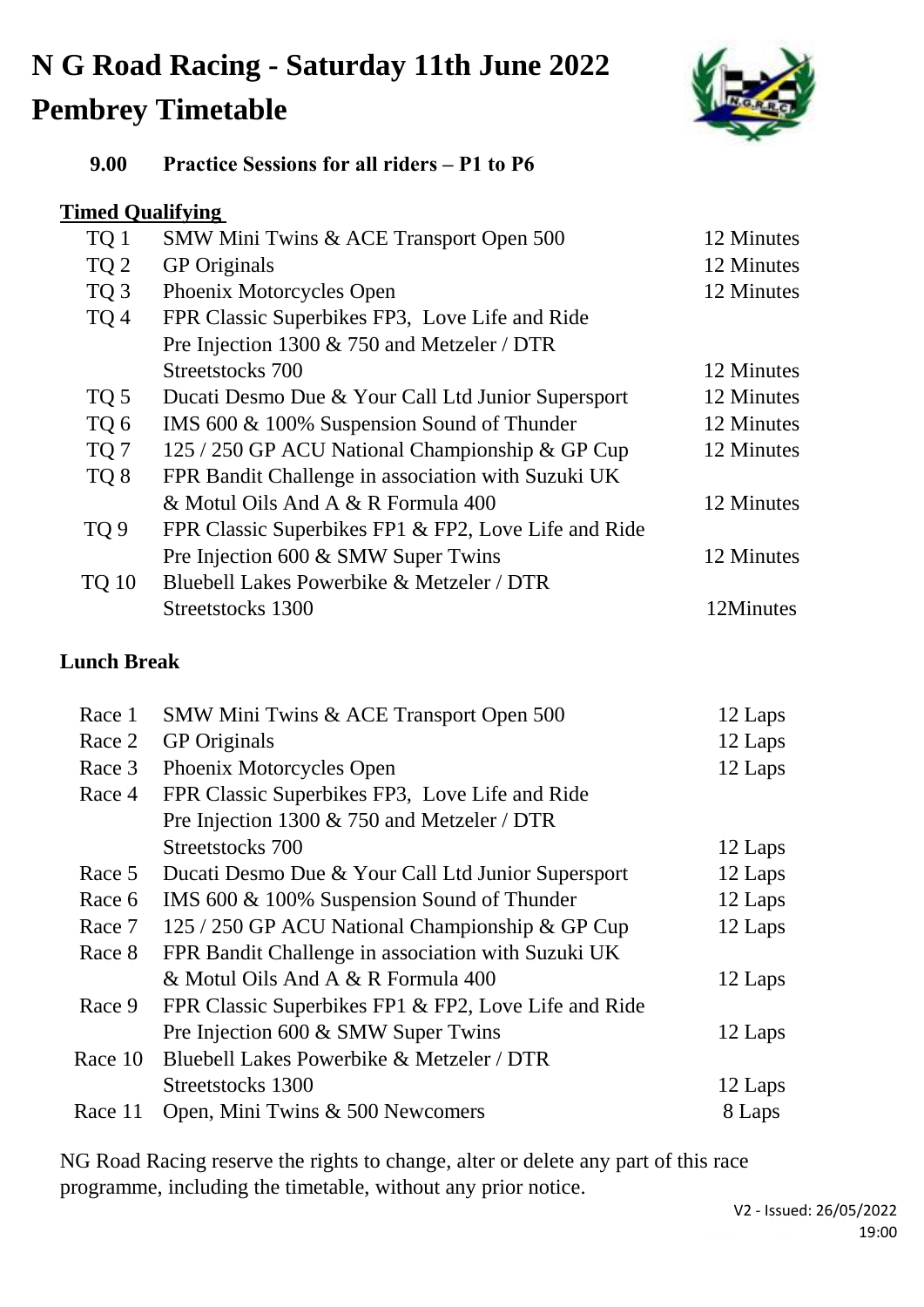# N G Road Racing - Saturday 11th June 2022

# Pembrey Timetable

**9.00 Practice Sessions for all riders – P1 to P6**

**Timed Qualifying**

| | | |
|---|---|---|
| TQ 1 | SMW Mini Twins & ACE Transport Open 500 | 12 Minutes |
| TQ 2 | GP Originals | 12 Minutes |
| TQ 3 | Phoenix Motorcycles Open | 12 Minutes |
| TQ 4 | FPR Classic Superbikes FP3, Love Life and Ride Pre Injection 1300 & 750 and Metzeler / DTR Streetstocks 700 | 12 Minutes |
| TQ 5 | Ducati Desmo Due & Your Call Ltd Junior Supersport | 12 Minutes |
| TQ 6 | IMS 600 & 100% Suspension Sound of Thunder | 12 Minutes |
| TQ 7 | 125 / 250 GP ACU National Championship & GP Cup | 12 Minutes |
| TQ 8 | FPR Bandit Challenge in association with Suzuki UK & Motul Oils And A & R Formula 400 | 12 Minutes |
| TQ 9 | FPR Classic Superbikes FP1 & FP2, Love Life and Ride Pre Injection 600 & SMW Super Twins | 12 Minutes |
| TQ 10 | Bluebell Lakes Powerbike & Metzeler / DTR Streetstocks 1300 | 12Minutes |

**Lunch Break**

| | | |
|---|---|---|
| Race 1 | SMW Mini Twins & ACE Transport Open 500 | 12 Laps |
| Race 2 | GP Originals | 12 Laps |
| Race 3 | Phoenix Motorcycles Open | 12 Laps |
| Race 4 | FPR Classic Superbikes FP3, Love Life and Ride Pre Injection 1300 & 750 and Metzeler / DTR Streetstocks 700 | 12 Laps |
| Race 5 | Ducati Desmo Due & Your Call Ltd Junior Supersport | 12 Laps |
| Race 6 | IMS 600 & 100% Suspension Sound of Thunder | 12 Laps |
| Race 7 | 125 / 250 GP ACU National Championship & GP Cup | 12 Laps |
| Race 8 | FPR Bandit Challenge in association with Suzuki UK & Motul Oils And A & R Formula 400 | 12 Laps |
| Race 9 | FPR Classic Superbikes FP1 & FP2, Love Life and Ride Pre Injection 600 & SMW Super Twins | 12 Laps |
| Race 10 | Bluebell Lakes Powerbike & Metzeler / DTR Streetstocks 1300 | 12 Laps |
| Race 11 | Open, Mini Twins & 500 Newcomers | 8 Laps |

NG Road Racing reserve the rights to change, alter or delete any part of this race programme, including the timetable, without any prior notice.

V2 - Issued: 26/05/2022 19:00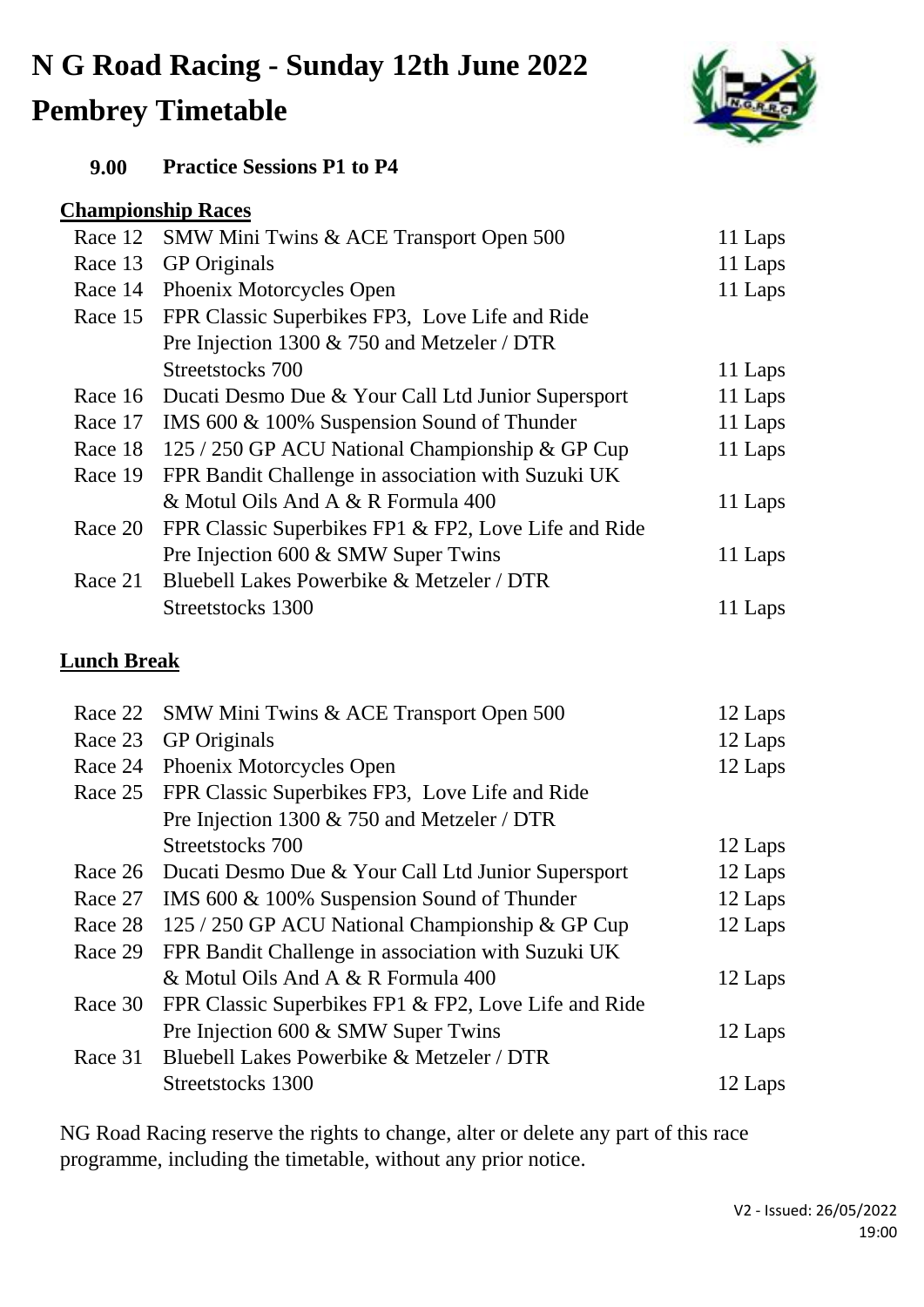# N G Road Racing - Sunday 12th June 2022

# Pembrey Timetable

**9.00 Practice Sessions P1 to P4**

**Championship Races**

| | | |
|---|---|---|
| Race 12 | SMW Mini Twins & ACE Transport Open 500 | 11 Laps |
| Race 13 | GP Originals | 11 Laps |
| Race 14 | Phoenix Motorcycles Open | 11 Laps |
| Race 15 | FPR Classic Superbikes FP3, Love Life and Ride Pre Injection 1300 & 750 and Metzeler / DTR Streetstocks 700 | 11 Laps |
| Race 16 | Ducati Desmo Due & Your Call Ltd Junior Supersport | 11 Laps |
| Race 17 | IMS 600 & 100% Suspension Sound of Thunder | 11 Laps |
| Race 18 | 125 / 250 GP ACU National Championship & GP Cup | 11 Laps |
| Race 19 | FPR Bandit Challenge in association with Suzuki UK & Motul Oils And A & R Formula 400 | 11 Laps |
| Race 20 | FPR Classic Superbikes FP1 & FP2, Love Life and Ride Pre Injection 600 & SMW Super Twins | 11 Laps |
| Race 21 | Bluebell Lakes Powerbike & Metzeler / DTR Streetstocks 1300 | 11 Laps |

**Lunch Break**

| | | |
|---|---|---|
| Race 22 | SMW Mini Twins & ACE Transport Open 500 | 12 Laps |
| Race 23 | GP Originals | 12 Laps |
| Race 24 | Phoenix Motorcycles Open | 12 Laps |
| Race 25 | FPR Classic Superbikes FP3, Love Life and Ride Pre Injection 1300 & 750 and Metzeler / DTR Streetstocks 700 | 12 Laps |
| Race 26 | Ducati Desmo Due & Your Call Ltd Junior Supersport | 12 Laps |
| Race 27 | IMS 600 & 100% Suspension Sound of Thunder | 12 Laps |
| Race 28 | 125 / 250 GP ACU National Championship & GP Cup | 12 Laps |
| Race 29 | FPR Bandit Challenge in association with Suzuki UK & Motul Oils And A & R Formula 400 | 12 Laps |
| Race 30 | FPR Classic Superbikes FP1 & FP2, Love Life and Ride Pre Injection 600 & SMW Super Twins | 12 Laps |
| Race 31 | Bluebell Lakes Powerbike & Metzeler / DTR Streetstocks 1300 | 12 Laps |

NG Road Racing reserve the rights to change, alter or delete any part of this race programme, including the timetable, without any prior notice.

V2 - Issued: 26/05/2022 19:00